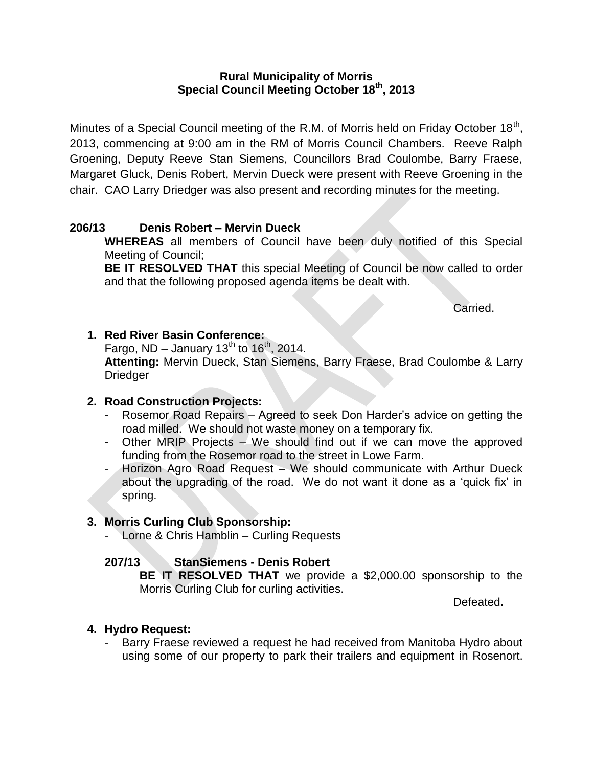# Rural Municipality of Morris
## Special Council Meeting October 18th, 2013

Minutes of a Special Council meeting of the R.M. of Morris held on Friday October 18th, 2013, commencing at 9:00 am in the RM of Morris Council Chambers. Reeve Ralph Groening, Deputy Reeve Stan Siemens, Councillors Brad Coulombe, Barry Fraese, Margaret Gluck, Denis Robert, Mervin Dueck were present with Reeve Groening in the chair. CAO Larry Driedger was also present and recording minutes for the meeting.

**206/13 Denis Robert – Mervin Dueck**

**WHEREAS** all members of Council have been duly notified of this Special Meeting of Council;

**BE IT RESOLVED THAT** this special Meeting of Council be now called to order and that the following proposed agenda items be dealt with.

Carried.

1. **Red River Basin Conference:**
   Fargo, ND – January 13th to 16th, 2014.
   **Attenting:** Mervin Dueck, Stan Siemens, Barry Fraese, Brad Coulombe & Larry Driedger

2. **Road Construction Projects:**
   - Rosemor Road Repairs – Agreed to seek Don Harder's advice on getting the road milled. We should not waste money on a temporary fix.
   - Other MRIP Projects – We should find out if we can move the approved funding from the Rosemor road to the street in Lowe Farm.
   - Horizon Agro Road Request – We should communicate with Arthur Dueck about the upgrading of the road. We do not want it done as a 'quick fix' in spring.

3. **Morris Curling Club Sponsorship:**
   - Lorne & Chris Hamblin – Curling Requests

   **207/13 StanSiemens - Denis Robert**

   **BE IT RESOLVED THAT** we provide a $2,000.00 sponsorship to the Morris Curling Club for curling activities.

   Defeated**.**

4. **Hydro Request:**
   - Barry Fraese reviewed a request he had received from Manitoba Hydro about using some of our property to park their trailers and equipment in Rosenort.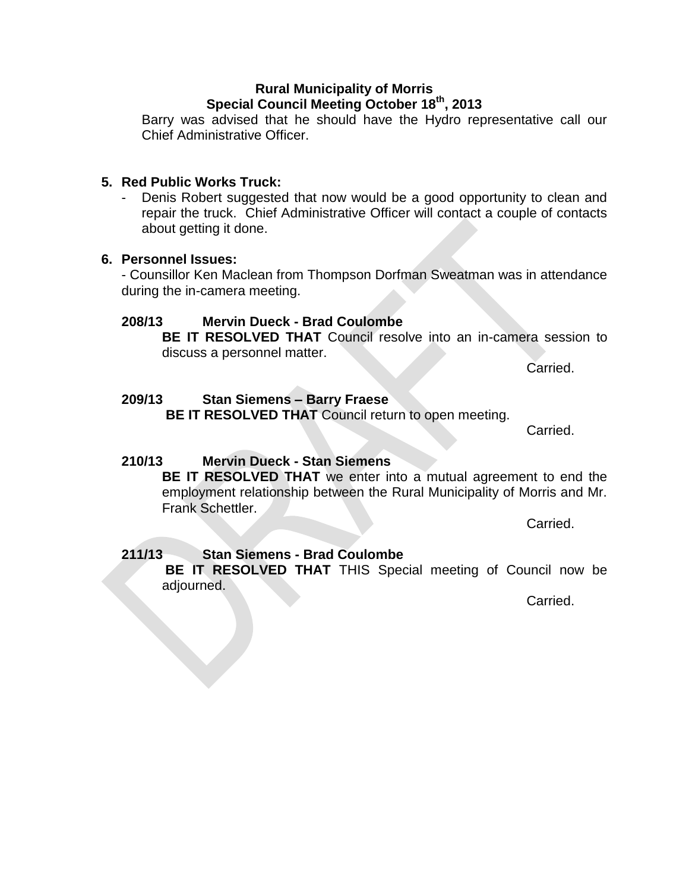Barry was advised that he should have the Hydro representative call our Chief Administrative Officer.

**5. Red Public Works Truck:**

- Denis Robert suggested that now would be a good opportunity to clean and repair the truck. Chief Administrative Officer will contact a couple of contacts about getting it done.

**6. Personnel Issues:**

- Counsillor Ken Maclean from Thompson Dorfman Sweatman was in attendance during the in-camera meeting.

**208/13 Mervin Dueck - Brad Coulombe**

**BE IT RESOLVED THAT** Council resolve into an in-camera session to discuss a personnel matter.

Carried.

**209/13 Stan Siemens – Barry Fraese**

**BE IT RESOLVED THAT** Council return to open meeting.

Carried.

**210/13 Mervin Dueck - Stan Siemens**

**BE IT RESOLVED THAT** we enter into a mutual agreement to end the employment relationship between the Rural Municipality of Morris and Mr. Frank Schettler.

Carried.

**211/13 Stan Siemens - Brad Coulombe**

**BE IT RESOLVED THAT** THIS Special meeting of Council now be adjourned.

Carried.